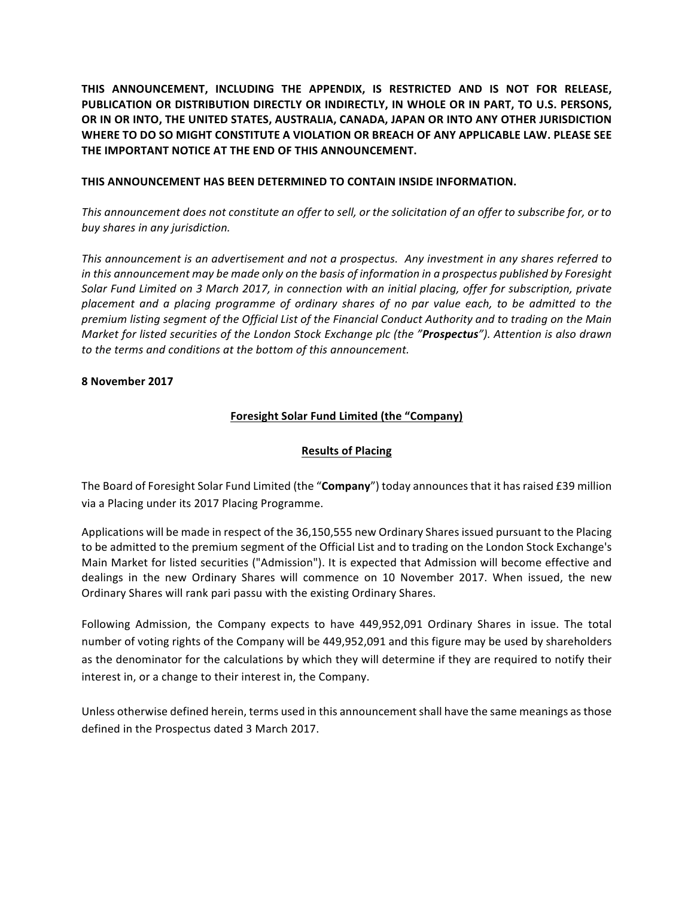**THIS ANNOUNCEMENT, INCLUDING THE APPENDIX, IS RESTRICTED AND IS NOT FOR RELEASE, PUBLICATION OR DISTRIBUTION DIRECTLY OR INDIRECTLY, IN WHOLE OR IN PART, TO U.S. PERSONS, OR IN OR INTO, THE UNITED STATES, AUSTRALIA, CANADA, JAPAN OR INTO ANY OTHER JURISDICTION WHERE TO DO SO MIGHT CONSTITUTE A VIOLATION OR BREACH OF ANY APPLICABLE LAW. PLEASE SEE THE IMPORTANT NOTICE AT THE END OF THIS ANNOUNCEMENT.**

**THIS ANNOUNCEMENT HAS BEEN DETERMINED TO CONTAIN INSIDE INFORMATION.**

*This announcement does not constitute an offer to sell, or the solicitation of an offer to subscribe for, or to buy shares in any jurisdiction.*

*This announcement is an advertisement and not a prospectus. Any investment in any shares referred to in this announcement may be made only on the basis of information in a prospectus published by Foresight Solar Fund Limited on 3 March 2017, in connection with an initial placing, offer for subscription, private placement and a placing programme of ordinary shares of no par value each, to be admitted to the premium listing segment of the Official List of the Financial Conduct Authority and to trading on the Main Market for listed securities of the London Stock Exchange plc (the "**Prospectus**"). Attention is also drawn to the terms and conditions at the bottom of this announcement.*

**8 November 2017**

## Foresight Solar Fund Limited (the "Company)

## Results of Placing

The Board of Foresight Solar Fund Limited (the "**Company**") today announces that it has raised £39 million via a Placing under its 2017 Placing Programme.

Applications will be made in respect of the 36,150,555 new Ordinary Shares issued pursuant to the Placing to be admitted to the premium segment of the Official List and to trading on the London Stock Exchange's Main Market for listed securities ("Admission"). It is expected that Admission will become effective and dealings in the new Ordinary Shares will commence on 10 November 2017. When issued, the new Ordinary Shares will rank pari passu with the existing Ordinary Shares.

Following Admission, the Company expects to have 449,952,091 Ordinary Shares in issue. The total number of voting rights of the Company will be 449,952,091 and this figure may be used by shareholders as the denominator for the calculations by which they will determine if they are required to notify their interest in, or a change to their interest in, the Company.

Unless otherwise defined herein, terms used in this announcement shall have the same meanings as those defined in the Prospectus dated 3 March 2017.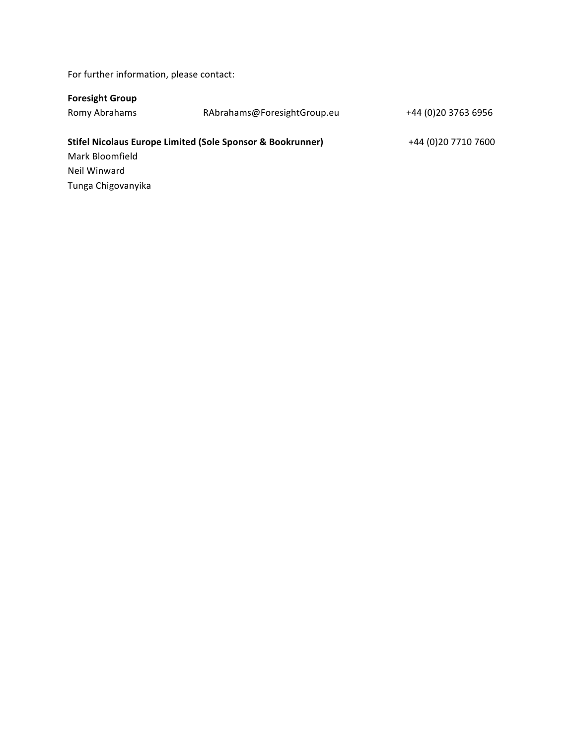For further information, please contact:

**Foresight Group**

| | | |
|---|---|---|
| Romy Abrahams | RAbrahams@ForesightGroup.eu | +44 (0)20 3763 6956 |

**Stifel Nicolaus Europe Limited (Sole Sponsor & Bookrunner)** +44 (0)20 7710 7600

Mark Bloomfield
Neil Winward
Tunga Chigovanyika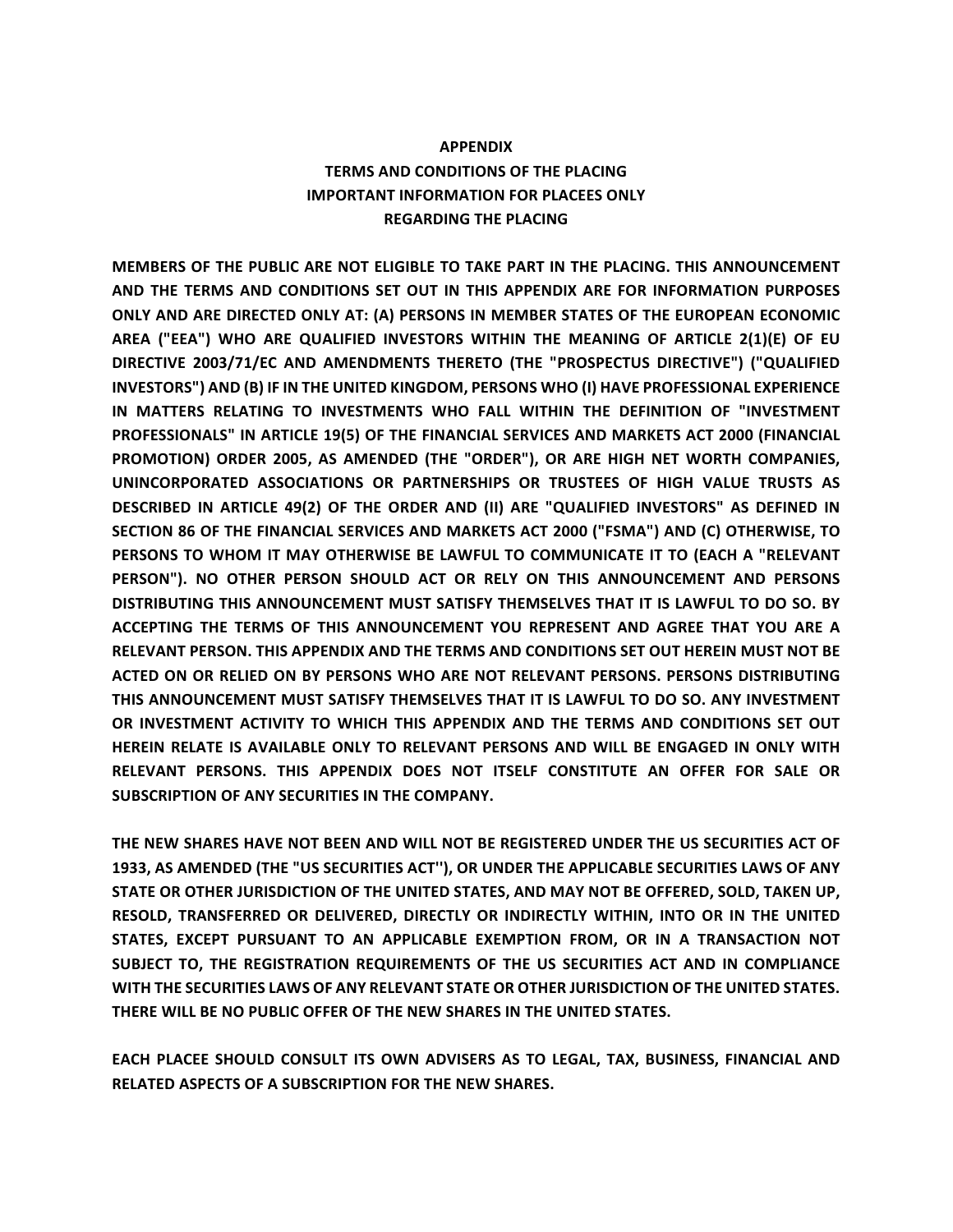**APPENDIX**

**TERMS AND CONDITIONS OF THE PLACING**

**IMPORTANT INFORMATION FOR PLACEES ONLY**

**REGARDING THE PLACING**

**MEMBERS OF THE PUBLIC ARE NOT ELIGIBLE TO TAKE PART IN THE PLACING. THIS ANNOUNCEMENT AND THE TERMS AND CONDITIONS SET OUT IN THIS APPENDIX ARE FOR INFORMATION PURPOSES ONLY AND ARE DIRECTED ONLY AT: (A) PERSONS IN MEMBER STATES OF THE EUROPEAN ECONOMIC AREA ("EEA") WHO ARE QUALIFIED INVESTORS WITHIN THE MEANING OF ARTICLE 2(1)(E) OF EU DIRECTIVE 2003/71/EC AND AMENDMENTS THERETO (THE "PROSPECTUS DIRECTIVE") ("QUALIFIED INVESTORS") AND (B) IF IN THE UNITED KINGDOM, PERSONS WHO (I) HAVE PROFESSIONAL EXPERIENCE IN MATTERS RELATING TO INVESTMENTS WHO FALL WITHIN THE DEFINITION OF "INVESTMENT PROFESSIONALS" IN ARTICLE 19(5) OF THE FINANCIAL SERVICES AND MARKETS ACT 2000 (FINANCIAL PROMOTION) ORDER 2005, AS AMENDED (THE "ORDER"), OR ARE HIGH NET WORTH COMPANIES, UNINCORPORATED ASSOCIATIONS OR PARTNERSHIPS OR TRUSTEES OF HIGH VALUE TRUSTS AS DESCRIBED IN ARTICLE 49(2) OF THE ORDER AND (II) ARE "QUALIFIED INVESTORS" AS DEFINED IN SECTION 86 OF THE FINANCIAL SERVICES AND MARKETS ACT 2000 ("FSMA") AND (C) OTHERWISE, TO PERSONS TO WHOM IT MAY OTHERWISE BE LAWFUL TO COMMUNICATE IT TO (EACH A "RELEVANT PERSON"). NO OTHER PERSON SHOULD ACT OR RELY ON THIS ANNOUNCEMENT AND PERSONS DISTRIBUTING THIS ANNOUNCEMENT MUST SATISFY THEMSELVES THAT IT IS LAWFUL TO DO SO. BY ACCEPTING THE TERMS OF THIS ANNOUNCEMENT YOU REPRESENT AND AGREE THAT YOU ARE A RELEVANT PERSON. THIS APPENDIX AND THE TERMS AND CONDITIONS SET OUT HEREIN MUST NOT BE ACTED ON OR RELIED ON BY PERSONS WHO ARE NOT RELEVANT PERSONS. PERSONS DISTRIBUTING THIS ANNOUNCEMENT MUST SATISFY THEMSELVES THAT IT IS LAWFUL TO DO SO. ANY INVESTMENT OR INVESTMENT ACTIVITY TO WHICH THIS APPENDIX AND THE TERMS AND CONDITIONS SET OUT HEREIN RELATE IS AVAILABLE ONLY TO RELEVANT PERSONS AND WILL BE ENGAGED IN ONLY WITH RELEVANT PERSONS. THIS APPENDIX DOES NOT ITSELF CONSTITUTE AN OFFER FOR SALE OR SUBSCRIPTION OF ANY SECURITIES IN THE COMPANY.**

**THE NEW SHARES HAVE NOT BEEN AND WILL NOT BE REGISTERED UNDER THE US SECURITIES ACT OF 1933, AS AMENDED (THE "US SECURITIES ACT''), OR UNDER THE APPLICABLE SECURITIES LAWS OF ANY STATE OR OTHER JURISDICTION OF THE UNITED STATES, AND MAY NOT BE OFFERED, SOLD, TAKEN UP, RESOLD, TRANSFERRED OR DELIVERED, DIRECTLY OR INDIRECTLY WITHIN, INTO OR IN THE UNITED STATES, EXCEPT PURSUANT TO AN APPLICABLE EXEMPTION FROM, OR IN A TRANSACTION NOT SUBJECT TO, THE REGISTRATION REQUIREMENTS OF THE US SECURITIES ACT AND IN COMPLIANCE WITH THE SECURITIES LAWS OF ANY RELEVANT STATE OR OTHER JURISDICTION OF THE UNITED STATES. THERE WILL BE NO PUBLIC OFFER OF THE NEW SHARES IN THE UNITED STATES.**

**EACH PLACEE SHOULD CONSULT ITS OWN ADVISERS AS TO LEGAL, TAX, BUSINESS, FINANCIAL AND RELATED ASPECTS OF A SUBSCRIPTION FOR THE NEW SHARES.**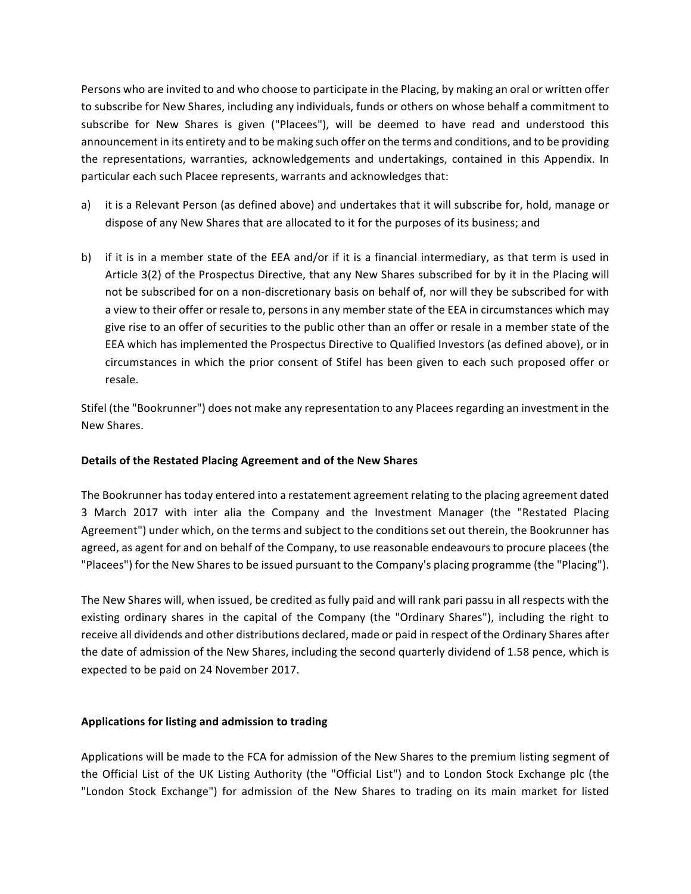Persons who are invited to and who choose to participate in the Placing, by making an oral or written offer to subscribe for New Shares, including any individuals, funds or others on whose behalf a commitment to subscribe for New Shares is given ("Placees"), will be deemed to have read and understood this announcement in its entirety and to be making such offer on the terms and conditions, and to be providing the representations, warranties, acknowledgements and undertakings, contained in this Appendix. In particular each such Placee represents, warrants and acknowledges that:

a) it is a Relevant Person (as defined above) and undertakes that it will subscribe for, hold, manage or dispose of any New Shares that are allocated to it for the purposes of its business; and

b) if it is in a member state of the EEA and/or if it is a financial intermediary, as that term is used in Article 3(2) of the Prospectus Directive, that any New Shares subscribed for by it in the Placing will not be subscribed for on a non-discretionary basis on behalf of, nor will they be subscribed for with a view to their offer or resale to, persons in any member state of the EEA in circumstances which may give rise to an offer of securities to the public other than an offer or resale in a member state of the EEA which has implemented the Prospectus Directive to Qualified Investors (as defined above), or in circumstances in which the prior consent of Stifel has been given to each such proposed offer or resale.

Stifel (the "Bookrunner") does not make any representation to any Placees regarding an investment in the New Shares.

**Details of the Restated Placing Agreement and of the New Shares**

The Bookrunner has today entered into a restatement agreement relating to the placing agreement dated 3 March 2017 with inter alia the Company and the Investment Manager (the "Restated Placing Agreement") under which, on the terms and subject to the conditions set out therein, the Bookrunner has agreed, as agent for and on behalf of the Company, to use reasonable endeavours to procure placees (the "Placees") for the New Shares to be issued pursuant to the Company's placing programme (the "Placing").

The New Shares will, when issued, be credited as fully paid and will rank pari passu in all respects with the existing ordinary shares in the capital of the Company (the "Ordinary Shares"), including the right to receive all dividends and other distributions declared, made or paid in respect of the Ordinary Shares after the date of admission of the New Shares, including the second quarterly dividend of 1.58 pence, which is expected to be paid on 24 November 2017.

**Applications for listing and admission to trading**

Applications will be made to the FCA for admission of the New Shares to the premium listing segment of the Official List of the UK Listing Authority (the "Official List") and to London Stock Exchange plc (the "London Stock Exchange") for admission of the New Shares to trading on its main market for listed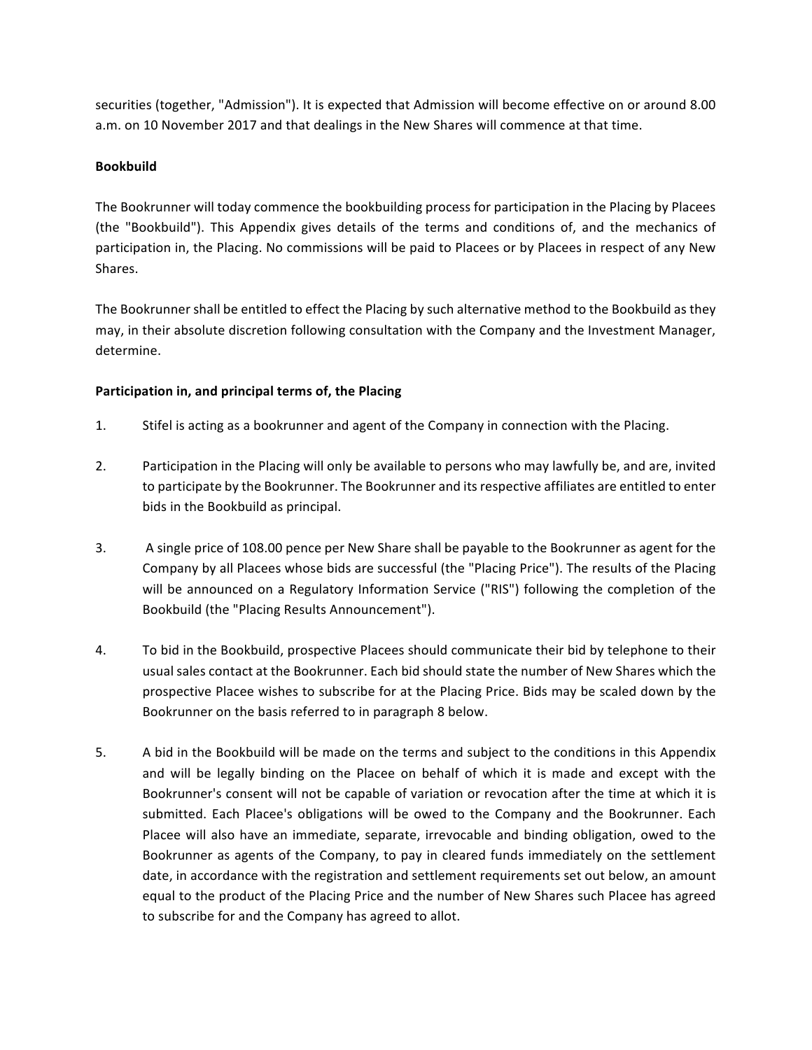securities (together, "Admission"). It is expected that Admission will become effective on or around 8.00 a.m. on 10 November 2017 and that dealings in the New Shares will commence at that time.

**Bookbuild**

The Bookrunner will today commence the bookbuilding process for participation in the Placing by Placees (the "Bookbuild"). This Appendix gives details of the terms and conditions of, and the mechanics of participation in, the Placing. No commissions will be paid to Placees or by Placees in respect of any New Shares.

The Bookrunner shall be entitled to effect the Placing by such alternative method to the Bookbuild as they may, in their absolute discretion following consultation with the Company and the Investment Manager, determine.

**Participation in, and principal terms of, the Placing**

1. Stifel is acting as a bookrunner and agent of the Company in connection with the Placing.

2. Participation in the Placing will only be available to persons who may lawfully be, and are, invited to participate by the Bookrunner. The Bookrunner and its respective affiliates are entitled to enter bids in the Bookbuild as principal.

3. A single price of 108.00 pence per New Share shall be payable to the Bookrunner as agent for the Company by all Placees whose bids are successful (the "Placing Price"). The results of the Placing will be announced on a Regulatory Information Service ("RIS") following the completion of the Bookbuild (the "Placing Results Announcement").

4. To bid in the Bookbuild, prospective Placees should communicate their bid by telephone to their usual sales contact at the Bookrunner. Each bid should state the number of New Shares which the prospective Placee wishes to subscribe for at the Placing Price. Bids may be scaled down by the Bookrunner on the basis referred to in paragraph 8 below.

5. A bid in the Bookbuild will be made on the terms and subject to the conditions in this Appendix and will be legally binding on the Placee on behalf of which it is made and except with the Bookrunner's consent will not be capable of variation or revocation after the time at which it is submitted. Each Placee's obligations will be owed to the Company and the Bookrunner. Each Placee will also have an immediate, separate, irrevocable and binding obligation, owed to the Bookrunner as agents of the Company, to pay in cleared funds immediately on the settlement date, in accordance with the registration and settlement requirements set out below, an amount equal to the product of the Placing Price and the number of New Shares such Placee has agreed to subscribe for and the Company has agreed to allot.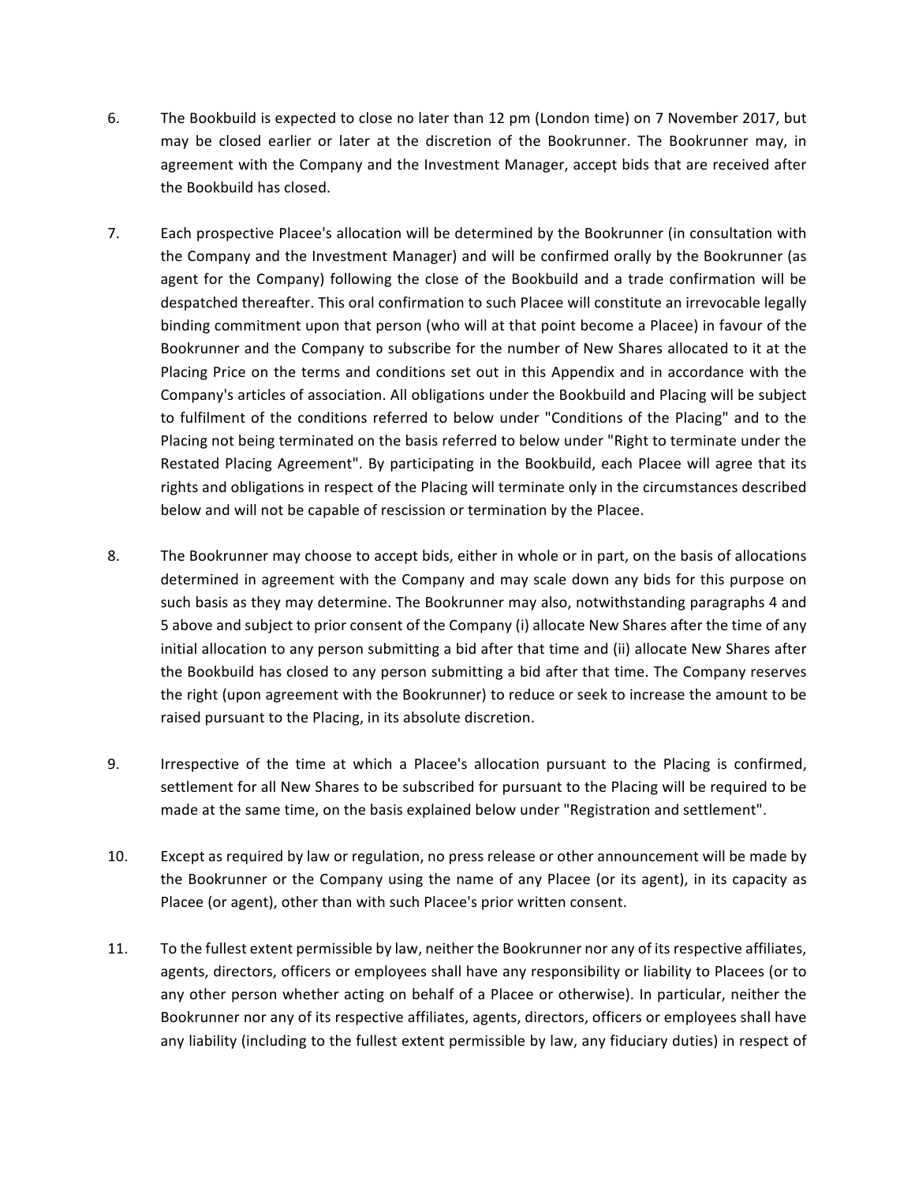6. The Bookbuild is expected to close no later than 12 pm (London time) on 7 November 2017, but may be closed earlier or later at the discretion of the Bookrunner. The Bookrunner may, in agreement with the Company and the Investment Manager, accept bids that are received after the Bookbuild has closed.

7. Each prospective Placee's allocation will be determined by the Bookrunner (in consultation with the Company and the Investment Manager) and will be confirmed orally by the Bookrunner (as agent for the Company) following the close of the Bookbuild and a trade confirmation will be despatched thereafter. This oral confirmation to such Placee will constitute an irrevocable legally binding commitment upon that person (who will at that point become a Placee) in favour of the Bookrunner and the Company to subscribe for the number of New Shares allocated to it at the Placing Price on the terms and conditions set out in this Appendix and in accordance with the Company's articles of association. All obligations under the Bookbuild and Placing will be subject to fulfilment of the conditions referred to below under "Conditions of the Placing" and to the Placing not being terminated on the basis referred to below under "Right to terminate under the Restated Placing Agreement". By participating in the Bookbuild, each Placee will agree that its rights and obligations in respect of the Placing will terminate only in the circumstances described below and will not be capable of rescission or termination by the Placee.

8. The Bookrunner may choose to accept bids, either in whole or in part, on the basis of allocations determined in agreement with the Company and may scale down any bids for this purpose on such basis as they may determine. The Bookrunner may also, notwithstanding paragraphs 4 and 5 above and subject to prior consent of the Company (i) allocate New Shares after the time of any initial allocation to any person submitting a bid after that time and (ii) allocate New Shares after the Bookbuild has closed to any person submitting a bid after that time. The Company reserves the right (upon agreement with the Bookrunner) to reduce or seek to increase the amount to be raised pursuant to the Placing, in its absolute discretion.

9. Irrespective of the time at which a Placee's allocation pursuant to the Placing is confirmed, settlement for all New Shares to be subscribed for pursuant to the Placing will be required to be made at the same time, on the basis explained below under "Registration and settlement".

10. Except as required by law or regulation, no press release or other announcement will be made by the Bookrunner or the Company using the name of any Placee (or its agent), in its capacity as Placee (or agent), other than with such Placee's prior written consent.

11. To the fullest extent permissible by law, neither the Bookrunner nor any of its respective affiliates, agents, directors, officers or employees shall have any responsibility or liability to Placees (or to any other person whether acting on behalf of a Placee or otherwise). In particular, neither the Bookrunner nor any of its respective affiliates, agents, directors, officers or employees shall have any liability (including to the fullest extent permissible by law, any fiduciary duties) in respect of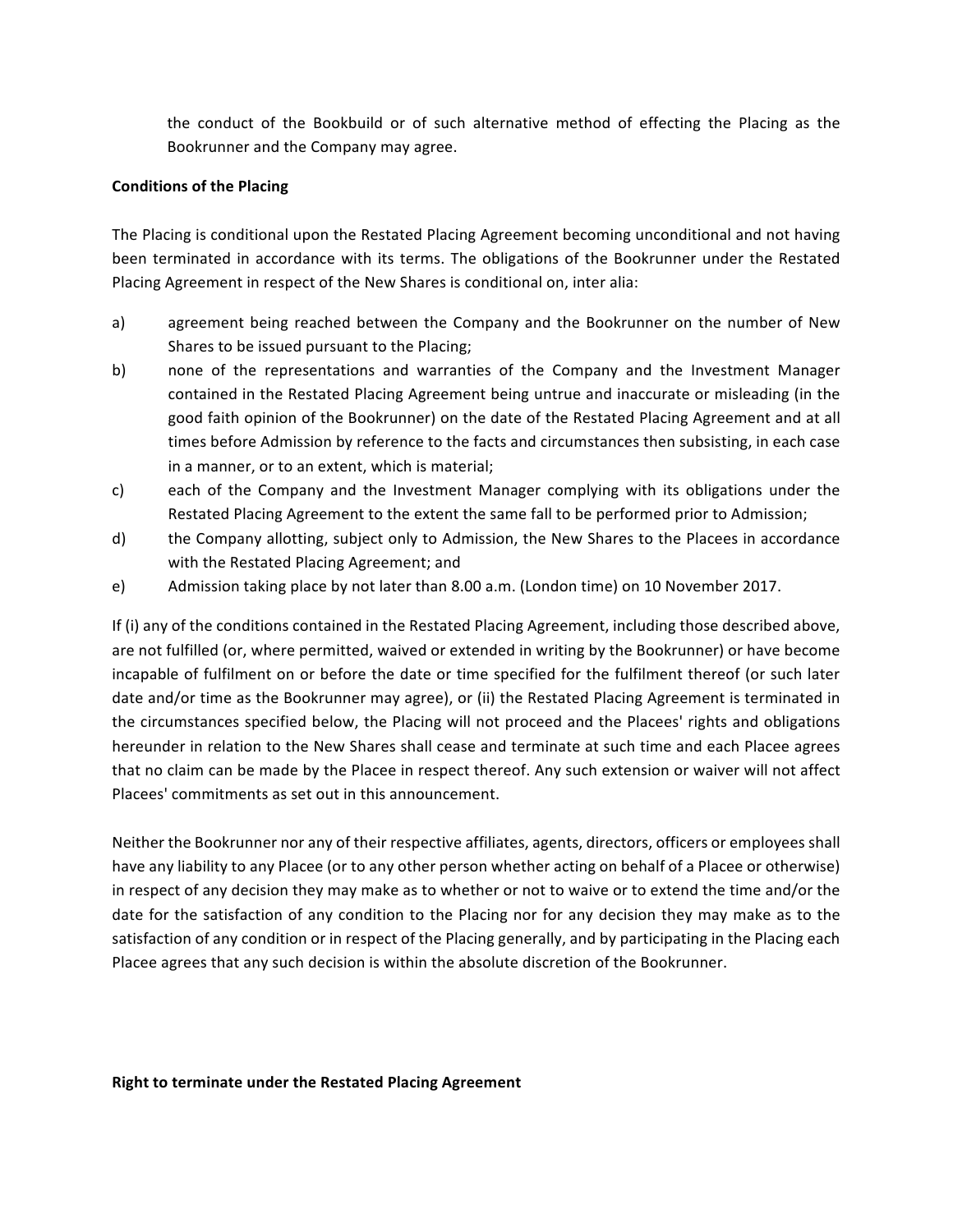the conduct of the Bookbuild or of such alternative method of effecting the Placing as the Bookrunner and the Company may agree.

**Conditions of the Placing**

The Placing is conditional upon the Restated Placing Agreement becoming unconditional and not having been terminated in accordance with its terms. The obligations of the Bookrunner under the Restated Placing Agreement in respect of the New Shares is conditional on, inter alia:

a) agreement being reached between the Company and the Bookrunner on the number of New Shares to be issued pursuant to the Placing;

b) none of the representations and warranties of the Company and the Investment Manager contained in the Restated Placing Agreement being untrue and inaccurate or misleading (in the good faith opinion of the Bookrunner) on the date of the Restated Placing Agreement and at all times before Admission by reference to the facts and circumstances then subsisting, in each case in a manner, or to an extent, which is material;

c) each of the Company and the Investment Manager complying with its obligations under the Restated Placing Agreement to the extent the same fall to be performed prior to Admission;

d) the Company allotting, subject only to Admission, the New Shares to the Placees in accordance with the Restated Placing Agreement; and

e) Admission taking place by not later than 8.00 a.m. (London time) on 10 November 2017.

If (i) any of the conditions contained in the Restated Placing Agreement, including those described above, are not fulfilled (or, where permitted, waived or extended in writing by the Bookrunner) or have become incapable of fulfilment on or before the date or time specified for the fulfilment thereof (or such later date and/or time as the Bookrunner may agree), or (ii) the Restated Placing Agreement is terminated in the circumstances specified below, the Placing will not proceed and the Placees' rights and obligations hereunder in relation to the New Shares shall cease and terminate at such time and each Placee agrees that no claim can be made by the Placee in respect thereof. Any such extension or waiver will not affect Placees' commitments as set out in this announcement.

Neither the Bookrunner nor any of their respective affiliates, agents, directors, officers or employees shall have any liability to any Placee (or to any other person whether acting on behalf of a Placee or otherwise) in respect of any decision they may make as to whether or not to waive or to extend the time and/or the date for the satisfaction of any condition to the Placing nor for any decision they may make as to the satisfaction of any condition or in respect of the Placing generally, and by participating in the Placing each Placee agrees that any such decision is within the absolute discretion of the Bookrunner.

**Right to terminate under the Restated Placing Agreement**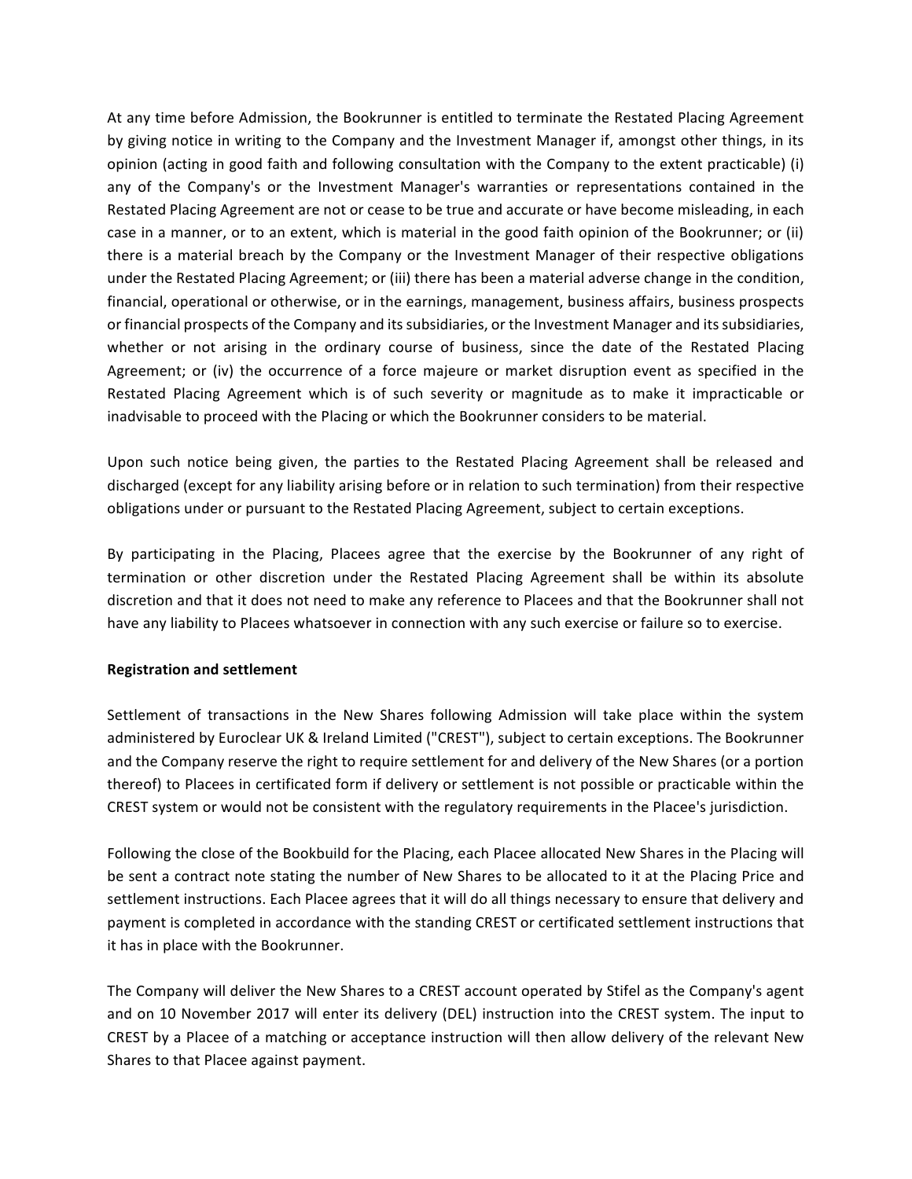At any time before Admission, the Bookrunner is entitled to terminate the Restated Placing Agreement by giving notice in writing to the Company and the Investment Manager if, amongst other things, in its opinion (acting in good faith and following consultation with the Company to the extent practicable) (i) any of the Company's or the Investment Manager's warranties or representations contained in the Restated Placing Agreement are not or cease to be true and accurate or have become misleading, in each case in a manner, or to an extent, which is material in the good faith opinion of the Bookrunner; or (ii) there is a material breach by the Company or the Investment Manager of their respective obligations under the Restated Placing Agreement; or (iii) there has been a material adverse change in the condition, financial, operational or otherwise, or in the earnings, management, business affairs, business prospects or financial prospects of the Company and its subsidiaries, or the Investment Manager and its subsidiaries, whether or not arising in the ordinary course of business, since the date of the Restated Placing Agreement; or (iv) the occurrence of a force majeure or market disruption event as specified in the Restated Placing Agreement which is of such severity or magnitude as to make it impracticable or inadvisable to proceed with the Placing or which the Bookrunner considers to be material.

Upon such notice being given, the parties to the Restated Placing Agreement shall be released and discharged (except for any liability arising before or in relation to such termination) from their respective obligations under or pursuant to the Restated Placing Agreement, subject to certain exceptions.

By participating in the Placing, Placees agree that the exercise by the Bookrunner of any right of termination or other discretion under the Restated Placing Agreement shall be within its absolute discretion and that it does not need to make any reference to Placees and that the Bookrunner shall not have any liability to Placees whatsoever in connection with any such exercise or failure so to exercise.

**Registration and settlement**

Settlement of transactions in the New Shares following Admission will take place within the system administered by Euroclear UK & Ireland Limited ("CREST"), subject to certain exceptions. The Bookrunner and the Company reserve the right to require settlement for and delivery of the New Shares (or a portion thereof) to Placees in certificated form if delivery or settlement is not possible or practicable within the CREST system or would not be consistent with the regulatory requirements in the Placee's jurisdiction.

Following the close of the Bookbuild for the Placing, each Placee allocated New Shares in the Placing will be sent a contract note stating the number of New Shares to be allocated to it at the Placing Price and settlement instructions. Each Placee agrees that it will do all things necessary to ensure that delivery and payment is completed in accordance with the standing CREST or certificated settlement instructions that it has in place with the Bookrunner.

The Company will deliver the New Shares to a CREST account operated by Stifel as the Company's agent and on 10 November 2017 will enter its delivery (DEL) instruction into the CREST system. The input to CREST by a Placee of a matching or acceptance instruction will then allow delivery of the relevant New Shares to that Placee against payment.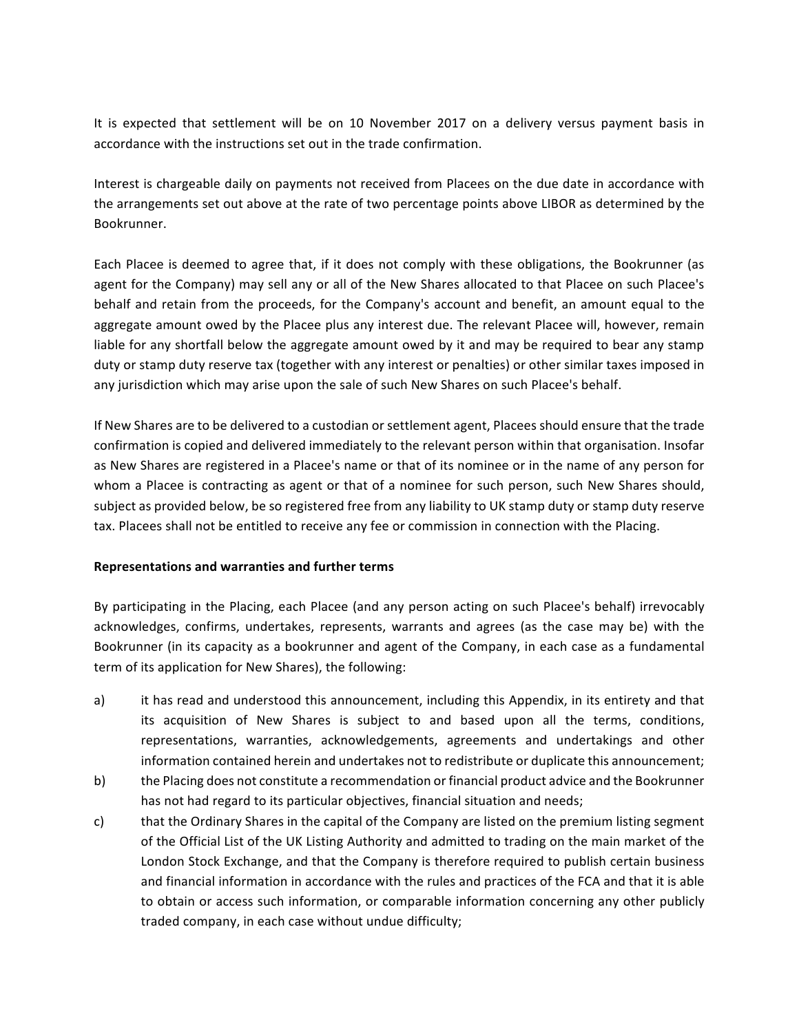It is expected that settlement will be on 10 November 2017 on a delivery versus payment basis in accordance with the instructions set out in the trade confirmation.

Interest is chargeable daily on payments not received from Placees on the due date in accordance with the arrangements set out above at the rate of two percentage points above LIBOR as determined by the Bookrunner.

Each Placee is deemed to agree that, if it does not comply with these obligations, the Bookrunner (as agent for the Company) may sell any or all of the New Shares allocated to that Placee on such Placee's behalf and retain from the proceeds, for the Company's account and benefit, an amount equal to the aggregate amount owed by the Placee plus any interest due. The relevant Placee will, however, remain liable for any shortfall below the aggregate amount owed by it and may be required to bear any stamp duty or stamp duty reserve tax (together with any interest or penalties) or other similar taxes imposed in any jurisdiction which may arise upon the sale of such New Shares on such Placee's behalf.

If New Shares are to be delivered to a custodian or settlement agent, Placees should ensure that the trade confirmation is copied and delivered immediately to the relevant person within that organisation. Insofar as New Shares are registered in a Placee's name or that of its nominee or in the name of any person for whom a Placee is contracting as agent or that of a nominee for such person, such New Shares should, subject as provided below, be so registered free from any liability to UK stamp duty or stamp duty reserve tax. Placees shall not be entitled to receive any fee or commission in connection with the Placing.

**Representations and warranties and further terms**

By participating in the Placing, each Placee (and any person acting on such Placee's behalf) irrevocably acknowledges, confirms, undertakes, represents, warrants and agrees (as the case may be) with the Bookrunner (in its capacity as a bookrunner and agent of the Company, in each case as a fundamental term of its application for New Shares), the following:

a) it has read and understood this announcement, including this Appendix, in its entirety and that its acquisition of New Shares is subject to and based upon all the terms, conditions, representations, warranties, acknowledgements, agreements and undertakings and other information contained herein and undertakes not to redistribute or duplicate this announcement;

b) the Placing does not constitute a recommendation or financial product advice and the Bookrunner has not had regard to its particular objectives, financial situation and needs;

c) that the Ordinary Shares in the capital of the Company are listed on the premium listing segment of the Official List of the UK Listing Authority and admitted to trading on the main market of the London Stock Exchange, and that the Company is therefore required to publish certain business and financial information in accordance with the rules and practices of the FCA and that it is able to obtain or access such information, or comparable information concerning any other publicly traded company, in each case without undue difficulty;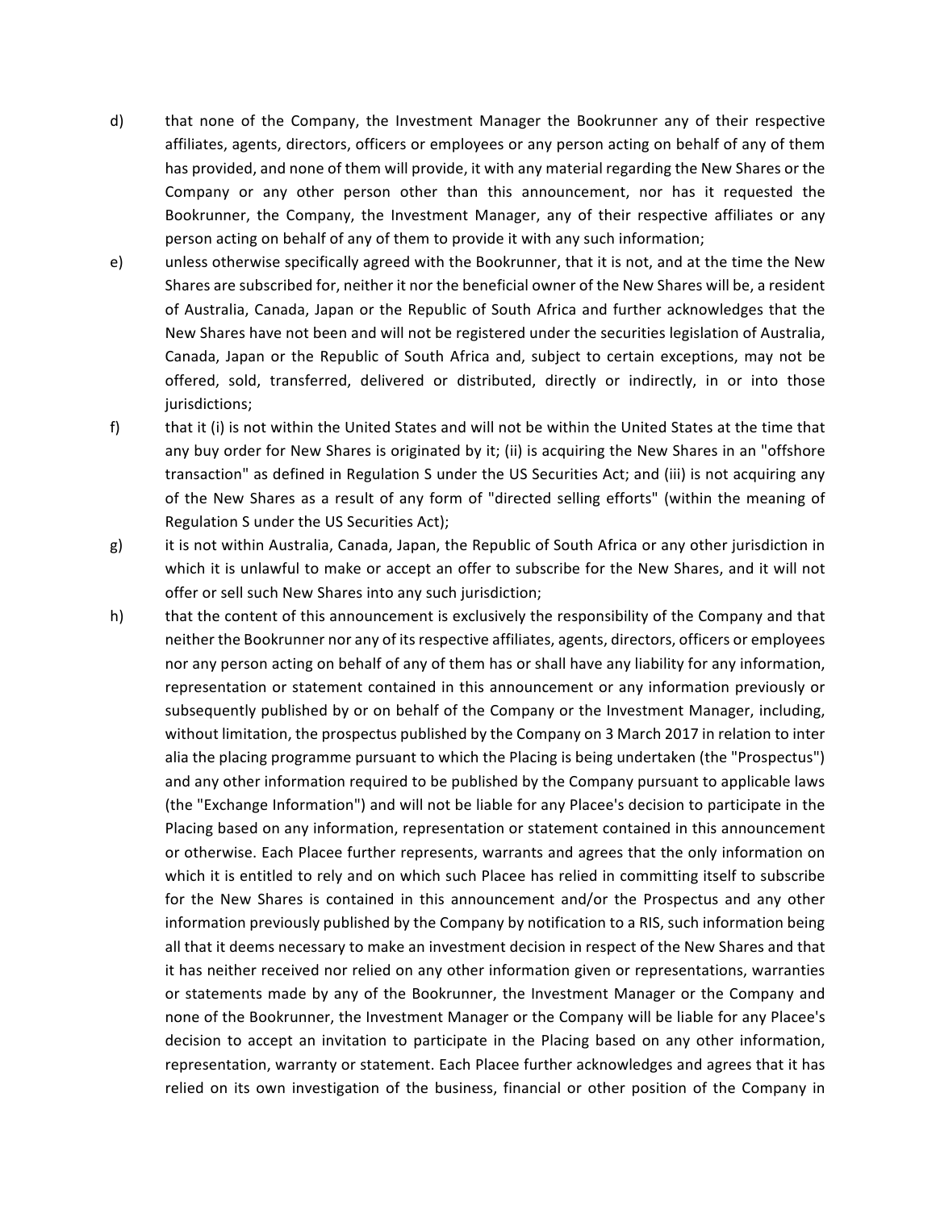d) that none of the Company, the Investment Manager the Bookrunner any of their respective affiliates, agents, directors, officers or employees or any person acting on behalf of any of them has provided, and none of them will provide, it with any material regarding the New Shares or the Company or any other person other than this announcement, nor has it requested the Bookrunner, the Company, the Investment Manager, any of their respective affiliates or any person acting on behalf of any of them to provide it with any such information;

e) unless otherwise specifically agreed with the Bookrunner, that it is not, and at the time the New Shares are subscribed for, neither it nor the beneficial owner of the New Shares will be, a resident of Australia, Canada, Japan or the Republic of South Africa and further acknowledges that the New Shares have not been and will not be registered under the securities legislation of Australia, Canada, Japan or the Republic of South Africa and, subject to certain exceptions, may not be offered, sold, transferred, delivered or distributed, directly or indirectly, in or into those jurisdictions;

f) that it (i) is not within the United States and will not be within the United States at the time that any buy order for New Shares is originated by it; (ii) is acquiring the New Shares in an "offshore transaction" as defined in Regulation S under the US Securities Act; and (iii) is not acquiring any of the New Shares as a result of any form of "directed selling efforts" (within the meaning of Regulation S under the US Securities Act);

g) it is not within Australia, Canada, Japan, the Republic of South Africa or any other jurisdiction in which it is unlawful to make or accept an offer to subscribe for the New Shares, and it will not offer or sell such New Shares into any such jurisdiction;

h) that the content of this announcement is exclusively the responsibility of the Company and that neither the Bookrunner nor any of its respective affiliates, agents, directors, officers or employees nor any person acting on behalf of any of them has or shall have any liability for any information, representation or statement contained in this announcement or any information previously or subsequently published by or on behalf of the Company or the Investment Manager, including, without limitation, the prospectus published by the Company on 3 March 2017 in relation to inter alia the placing programme pursuant to which the Placing is being undertaken (the "Prospectus") and any other information required to be published by the Company pursuant to applicable laws (the "Exchange Information") and will not be liable for any Placee's decision to participate in the Placing based on any information, representation or statement contained in this announcement or otherwise. Each Placee further represents, warrants and agrees that the only information on which it is entitled to rely and on which such Placee has relied in committing itself to subscribe for the New Shares is contained in this announcement and/or the Prospectus and any other information previously published by the Company by notification to a RIS, such information being all that it deems necessary to make an investment decision in respect of the New Shares and that it has neither received nor relied on any other information given or representations, warranties or statements made by any of the Bookrunner, the Investment Manager or the Company and none of the Bookrunner, the Investment Manager or the Company will be liable for any Placee's decision to accept an invitation to participate in the Placing based on any other information, representation, warranty or statement. Each Placee further acknowledges and agrees that it has relied on its own investigation of the business, financial or other position of the Company in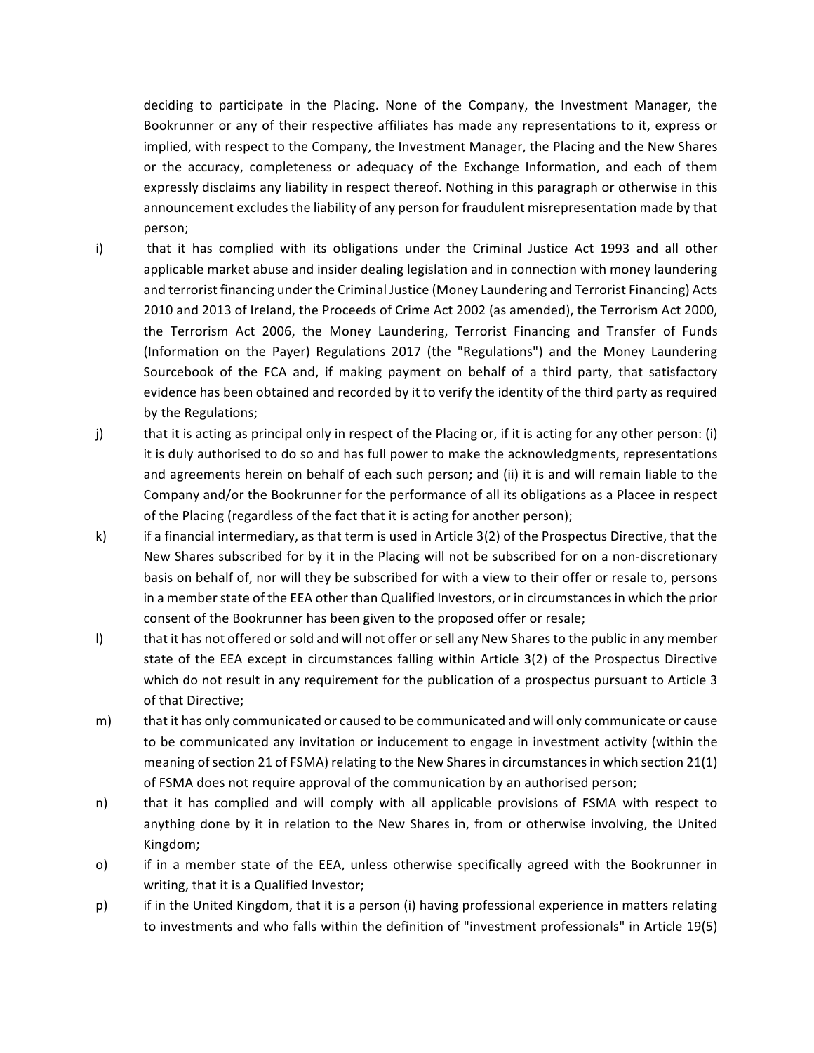deciding to participate in the Placing. None of the Company, the Investment Manager, the Bookrunner or any of their respective affiliates has made any representations to it, express or implied, with respect to the Company, the Investment Manager, the Placing and the New Shares or the accuracy, completeness or adequacy of the Exchange Information, and each of them expressly disclaims any liability in respect thereof. Nothing in this paragraph or otherwise in this announcement excludes the liability of any person for fraudulent misrepresentation made by that person;

i) that it has complied with its obligations under the Criminal Justice Act 1993 and all other applicable market abuse and insider dealing legislation and in connection with money laundering and terrorist financing under the Criminal Justice (Money Laundering and Terrorist Financing) Acts 2010 and 2013 of Ireland, the Proceeds of Crime Act 2002 (as amended), the Terrorism Act 2000, the Terrorism Act 2006, the Money Laundering, Terrorist Financing and Transfer of Funds (Information on the Payer) Regulations 2017 (the "Regulations") and the Money Laundering Sourcebook of the FCA and, if making payment on behalf of a third party, that satisfactory evidence has been obtained and recorded by it to verify the identity of the third party as required by the Regulations;

j) that it is acting as principal only in respect of the Placing or, if it is acting for any other person: (i) it is duly authorised to do so and has full power to make the acknowledgments, representations and agreements herein on behalf of each such person; and (ii) it is and will remain liable to the Company and/or the Bookrunner for the performance of all its obligations as a Placee in respect of the Placing (regardless of the fact that it is acting for another person);

k) if a financial intermediary, as that term is used in Article 3(2) of the Prospectus Directive, that the New Shares subscribed for by it in the Placing will not be subscribed for on a non-discretionary basis on behalf of, nor will they be subscribed for with a view to their offer or resale to, persons in a member state of the EEA other than Qualified Investors, or in circumstances in which the prior consent of the Bookrunner has been given to the proposed offer or resale;

l) that it has not offered or sold and will not offer or sell any New Shares to the public in any member state of the EEA except in circumstances falling within Article 3(2) of the Prospectus Directive which do not result in any requirement for the publication of a prospectus pursuant to Article 3 of that Directive;

m) that it has only communicated or caused to be communicated and will only communicate or cause to be communicated any invitation or inducement to engage in investment activity (within the meaning of section 21 of FSMA) relating to the New Shares in circumstances in which section 21(1) of FSMA does not require approval of the communication by an authorised person;

n) that it has complied and will comply with all applicable provisions of FSMA with respect to anything done by it in relation to the New Shares in, from or otherwise involving, the United Kingdom;

o) if in a member state of the EEA, unless otherwise specifically agreed with the Bookrunner in writing, that it is a Qualified Investor;

p) if in the United Kingdom, that it is a person (i) having professional experience in matters relating to investments and who falls within the definition of "investment professionals" in Article 19(5)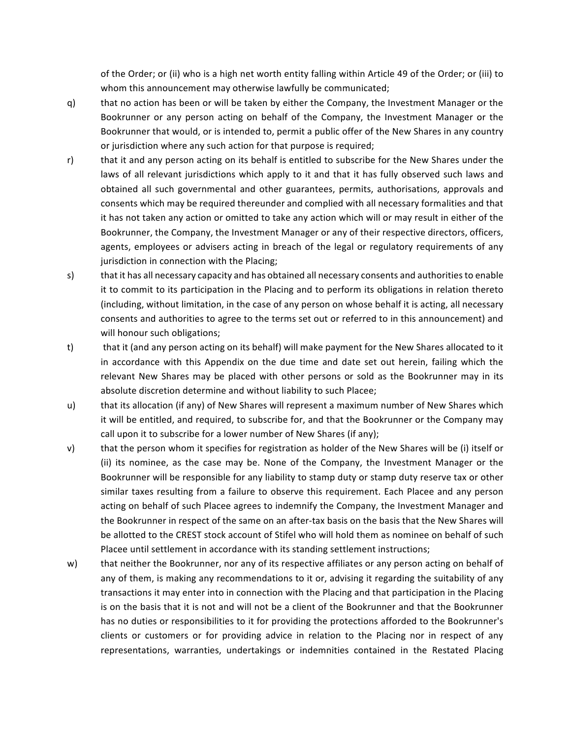of the Order; or (ii) who is a high net worth entity falling within Article 49 of the Order; or (iii) to whom this announcement may otherwise lawfully be communicated;

q) that no action has been or will be taken by either the Company, the Investment Manager or the Bookrunner or any person acting on behalf of the Company, the Investment Manager or the Bookrunner that would, or is intended to, permit a public offer of the New Shares in any country or jurisdiction where any such action for that purpose is required;

r) that it and any person acting on its behalf is entitled to subscribe for the New Shares under the laws of all relevant jurisdictions which apply to it and that it has fully observed such laws and obtained all such governmental and other guarantees, permits, authorisations, approvals and consents which may be required thereunder and complied with all necessary formalities and that it has not taken any action or omitted to take any action which will or may result in either of the Bookrunner, the Company, the Investment Manager or any of their respective directors, officers, agents, employees or advisers acting in breach of the legal or regulatory requirements of any jurisdiction in connection with the Placing;

s) that it has all necessary capacity and has obtained all necessary consents and authorities to enable it to commit to its participation in the Placing and to perform its obligations in relation thereto (including, without limitation, in the case of any person on whose behalf it is acting, all necessary consents and authorities to agree to the terms set out or referred to in this announcement) and will honour such obligations;

t) that it (and any person acting on its behalf) will make payment for the New Shares allocated to it in accordance with this Appendix on the due time and date set out herein, failing which the relevant New Shares may be placed with other persons or sold as the Bookrunner may in its absolute discretion determine and without liability to such Placee;

u) that its allocation (if any) of New Shares will represent a maximum number of New Shares which it will be entitled, and required, to subscribe for, and that the Bookrunner or the Company may call upon it to subscribe for a lower number of New Shares (if any);

v) that the person whom it specifies for registration as holder of the New Shares will be (i) itself or (ii) its nominee, as the case may be. None of the Company, the Investment Manager or the Bookrunner will be responsible for any liability to stamp duty or stamp duty reserve tax or other similar taxes resulting from a failure to observe this requirement. Each Placee and any person acting on behalf of such Placee agrees to indemnify the Company, the Investment Manager and the Bookrunner in respect of the same on an after-tax basis on the basis that the New Shares will be allotted to the CREST stock account of Stifel who will hold them as nominee on behalf of such Placee until settlement in accordance with its standing settlement instructions;

w) that neither the Bookrunner, nor any of its respective affiliates or any person acting on behalf of any of them, is making any recommendations to it or, advising it regarding the suitability of any transactions it may enter into in connection with the Placing and that participation in the Placing is on the basis that it is not and will not be a client of the Bookrunner and that the Bookrunner has no duties or responsibilities to it for providing the protections afforded to the Bookrunner's clients or customers or for providing advice in relation to the Placing nor in respect of any representations, warranties, undertakings or indemnities contained in the Restated Placing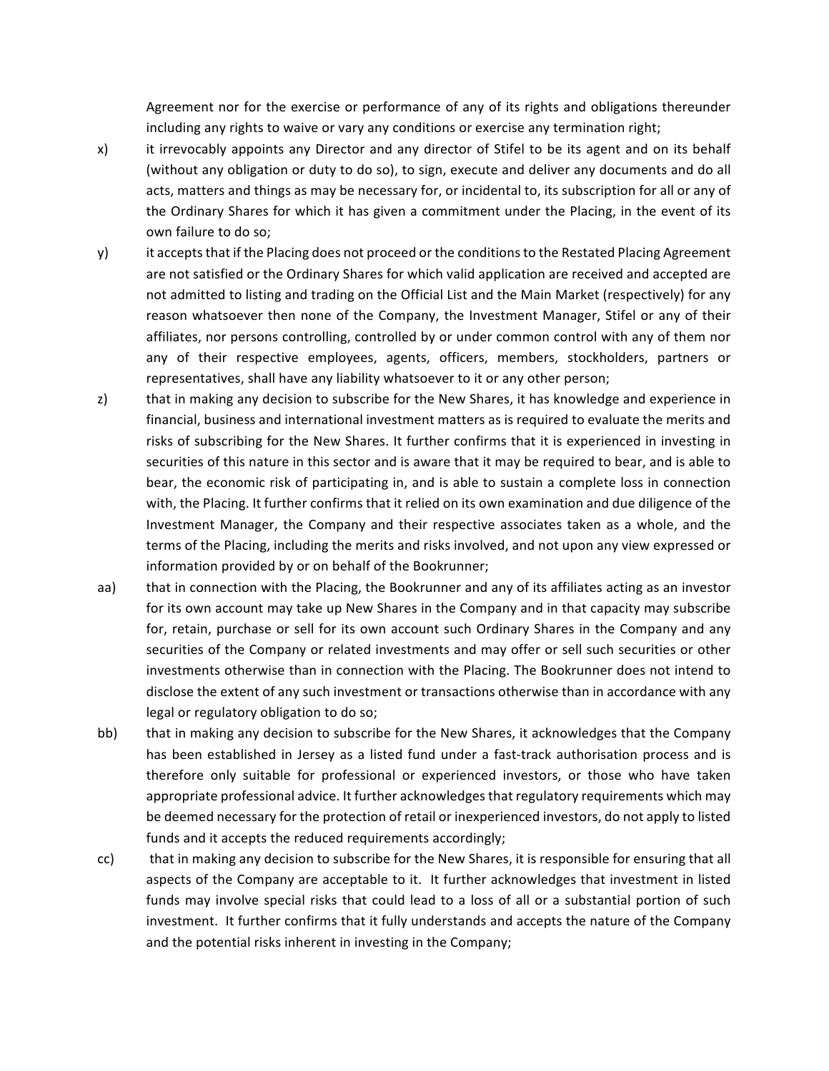Agreement nor for the exercise or performance of any of its rights and obligations thereunder including any rights to waive or vary any conditions or exercise any termination right;

x) it irrevocably appoints any Director and any director of Stifel to be its agent and on its behalf (without any obligation or duty to do so), to sign, execute and deliver any documents and do all acts, matters and things as may be necessary for, or incidental to, its subscription for all or any of the Ordinary Shares for which it has given a commitment under the Placing, in the event of its own failure to do so;

y) it accepts that if the Placing does not proceed or the conditions to the Restated Placing Agreement are not satisfied or the Ordinary Shares for which valid application are received and accepted are not admitted to listing and trading on the Official List and the Main Market (respectively) for any reason whatsoever then none of the Company, the Investment Manager, Stifel or any of their affiliates, nor persons controlling, controlled by or under common control with any of them nor any of their respective employees, agents, officers, members, stockholders, partners or representatives, shall have any liability whatsoever to it or any other person;

z) that in making any decision to subscribe for the New Shares, it has knowledge and experience in financial, business and international investment matters as is required to evaluate the merits and risks of subscribing for the New Shares. It further confirms that it is experienced in investing in securities of this nature in this sector and is aware that it may be required to bear, and is able to bear, the economic risk of participating in, and is able to sustain a complete loss in connection with, the Placing. It further confirms that it relied on its own examination and due diligence of the Investment Manager, the Company and their respective associates taken as a whole, and the terms of the Placing, including the merits and risks involved, and not upon any view expressed or information provided by or on behalf of the Bookrunner;

aa) that in connection with the Placing, the Bookrunner and any of its affiliates acting as an investor for its own account may take up New Shares in the Company and in that capacity may subscribe for, retain, purchase or sell for its own account such Ordinary Shares in the Company and any securities of the Company or related investments and may offer or sell such securities or other investments otherwise than in connection with the Placing. The Bookrunner does not intend to disclose the extent of any such investment or transactions otherwise than in accordance with any legal or regulatory obligation to do so;

bb) that in making any decision to subscribe for the New Shares, it acknowledges that the Company has been established in Jersey as a listed fund under a fast-track authorisation process and is therefore only suitable for professional or experienced investors, or those who have taken appropriate professional advice. It further acknowledges that regulatory requirements which may be deemed necessary for the protection of retail or inexperienced investors, do not apply to listed funds and it accepts the reduced requirements accordingly;

cc) that in making any decision to subscribe for the New Shares, it is responsible for ensuring that all aspects of the Company are acceptable to it. It further acknowledges that investment in listed funds may involve special risks that could lead to a loss of all or a substantial portion of such investment. It further confirms that it fully understands and accepts the nature of the Company and the potential risks inherent in investing in the Company;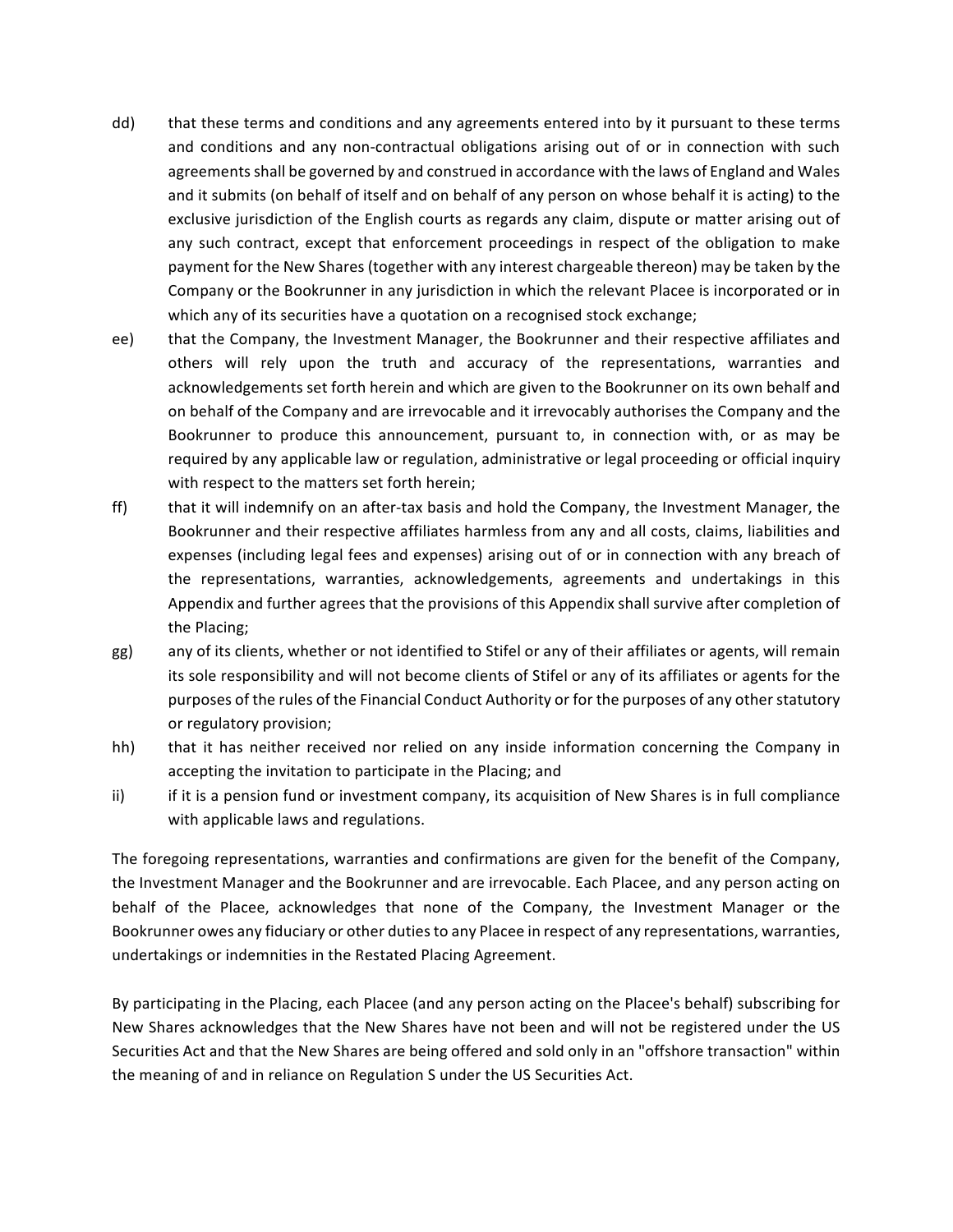dd) that these terms and conditions and any agreements entered into by it pursuant to these terms and conditions and any non-contractual obligations arising out of or in connection with such agreements shall be governed by and construed in accordance with the laws of England and Wales and it submits (on behalf of itself and on behalf of any person on whose behalf it is acting) to the exclusive jurisdiction of the English courts as regards any claim, dispute or matter arising out of any such contract, except that enforcement proceedings in respect of the obligation to make payment for the New Shares (together with any interest chargeable thereon) may be taken by the Company or the Bookrunner in any jurisdiction in which the relevant Placee is incorporated or in which any of its securities have a quotation on a recognised stock exchange;

ee) that the Company, the Investment Manager, the Bookrunner and their respective affiliates and others will rely upon the truth and accuracy of the representations, warranties and acknowledgements set forth herein and which are given to the Bookrunner on its own behalf and on behalf of the Company and are irrevocable and it irrevocably authorises the Company and the Bookrunner to produce this announcement, pursuant to, in connection with, or as may be required by any applicable law or regulation, administrative or legal proceeding or official inquiry with respect to the matters set forth herein;

ff) that it will indemnify on an after-tax basis and hold the Company, the Investment Manager, the Bookrunner and their respective affiliates harmless from any and all costs, claims, liabilities and expenses (including legal fees and expenses) arising out of or in connection with any breach of the representations, warranties, acknowledgements, agreements and undertakings in this Appendix and further agrees that the provisions of this Appendix shall survive after completion of the Placing;

gg) any of its clients, whether or not identified to Stifel or any of their affiliates or agents, will remain its sole responsibility and will not become clients of Stifel or any of its affiliates or agents for the purposes of the rules of the Financial Conduct Authority or for the purposes of any other statutory or regulatory provision;

hh) that it has neither received nor relied on any inside information concerning the Company in accepting the invitation to participate in the Placing; and

ii) if it is a pension fund or investment company, its acquisition of New Shares is in full compliance with applicable laws and regulations.

The foregoing representations, warranties and confirmations are given for the benefit of the Company, the Investment Manager and the Bookrunner and are irrevocable. Each Placee, and any person acting on behalf of the Placee, acknowledges that none of the Company, the Investment Manager or the Bookrunner owes any fiduciary or other duties to any Placee in respect of any representations, warranties, undertakings or indemnities in the Restated Placing Agreement.

By participating in the Placing, each Placee (and any person acting on the Placee's behalf) subscribing for New Shares acknowledges that the New Shares have not been and will not be registered under the US Securities Act and that the New Shares are being offered and sold only in an "offshore transaction" within the meaning of and in reliance on Regulation S under the US Securities Act.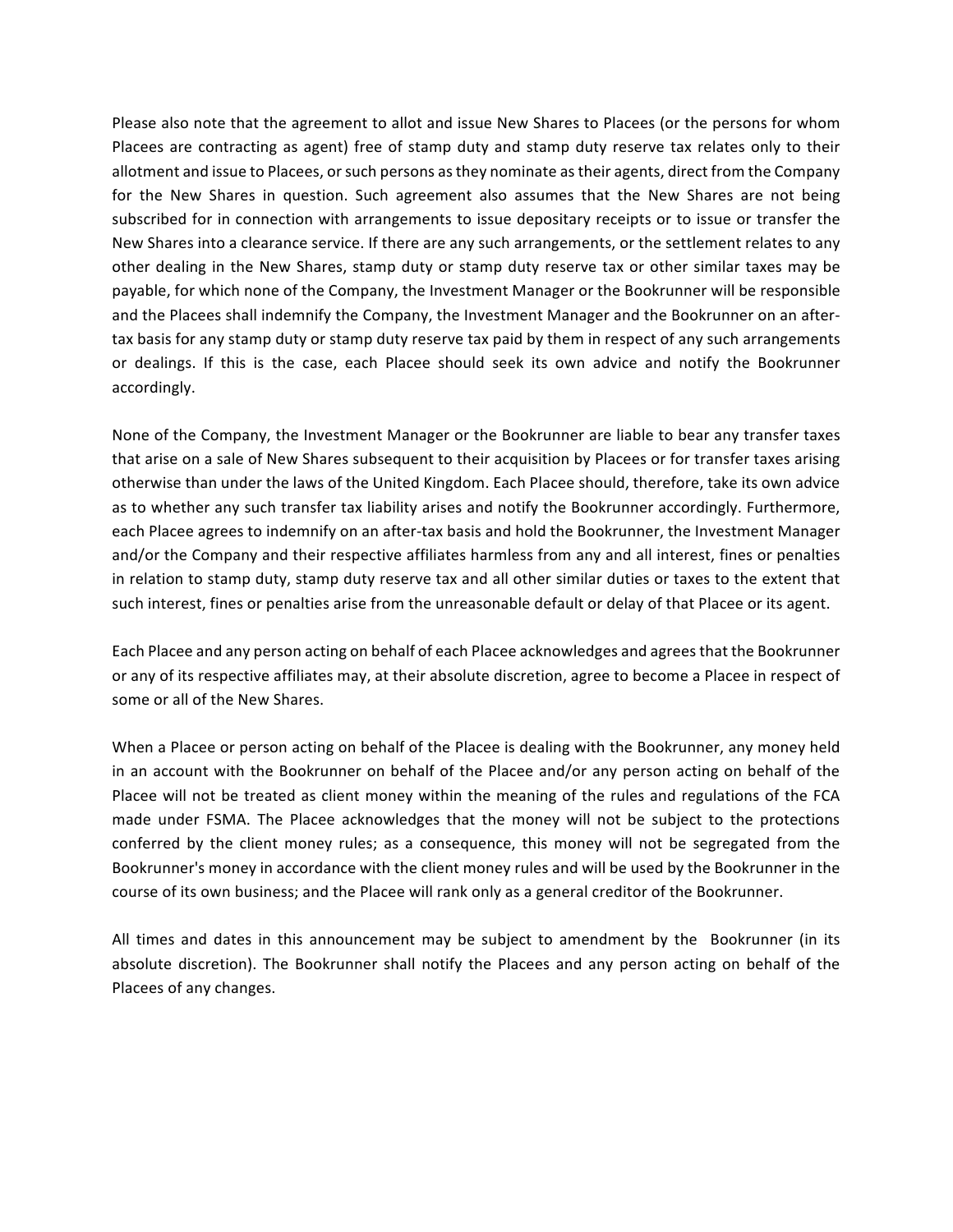Please also note that the agreement to allot and issue New Shares to Placees (or the persons for whom Placees are contracting as agent) free of stamp duty and stamp duty reserve tax relates only to their allotment and issue to Placees, or such persons as they nominate as their agents, direct from the Company for the New Shares in question. Such agreement also assumes that the New Shares are not being subscribed for in connection with arrangements to issue depositary receipts or to issue or transfer the New Shares into a clearance service. If there are any such arrangements, or the settlement relates to any other dealing in the New Shares, stamp duty or stamp duty reserve tax or other similar taxes may be payable, for which none of the Company, the Investment Manager or the Bookrunner will be responsible and the Placees shall indemnify the Company, the Investment Manager and the Bookrunner on an after-tax basis for any stamp duty or stamp duty reserve tax paid by them in respect of any such arrangements or dealings. If this is the case, each Placee should seek its own advice and notify the Bookrunner accordingly.

None of the Company, the Investment Manager or the Bookrunner are liable to bear any transfer taxes that arise on a sale of New Shares subsequent to their acquisition by Placees or for transfer taxes arising otherwise than under the laws of the United Kingdom. Each Placee should, therefore, take its own advice as to whether any such transfer tax liability arises and notify the Bookrunner accordingly. Furthermore, each Placee agrees to indemnify on an after-tax basis and hold the Bookrunner, the Investment Manager and/or the Company and their respective affiliates harmless from any and all interest, fines or penalties in relation to stamp duty, stamp duty reserve tax and all other similar duties or taxes to the extent that such interest, fines or penalties arise from the unreasonable default or delay of that Placee or its agent.

Each Placee and any person acting on behalf of each Placee acknowledges and agrees that the Bookrunner or any of its respective affiliates may, at their absolute discretion, agree to become a Placee in respect of some or all of the New Shares.

When a Placee or person acting on behalf of the Placee is dealing with the Bookrunner, any money held in an account with the Bookrunner on behalf of the Placee and/or any person acting on behalf of the Placee will not be treated as client money within the meaning of the rules and regulations of the FCA made under FSMA. The Placee acknowledges that the money will not be subject to the protections conferred by the client money rules; as a consequence, this money will not be segregated from the Bookrunner's money in accordance with the client money rules and will be used by the Bookrunner in the course of its own business; and the Placee will rank only as a general creditor of the Bookrunner.

All times and dates in this announcement may be subject to amendment by the Bookrunner (in its absolute discretion). The Bookrunner shall notify the Placees and any person acting on behalf of the Placees of any changes.